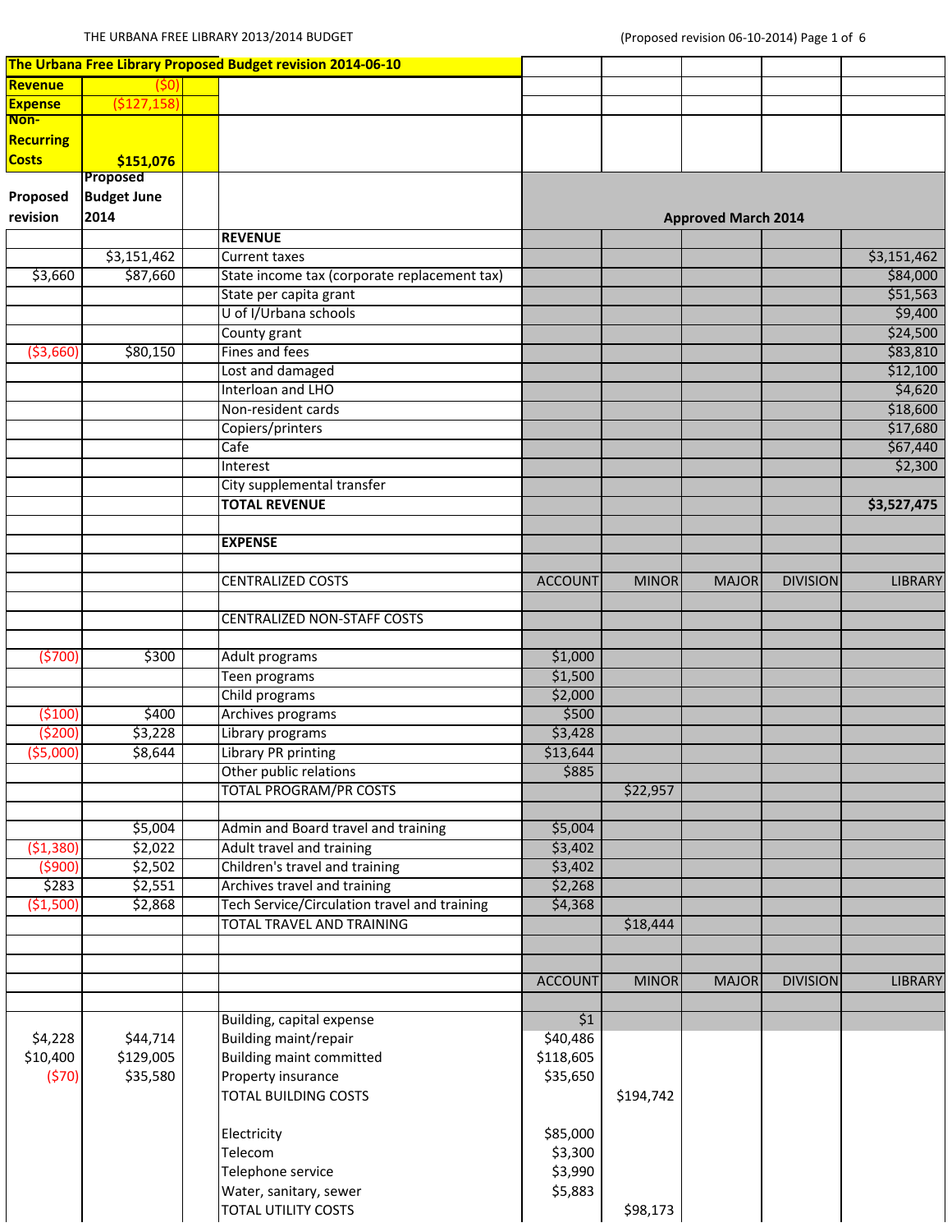| The Urbana Free Library Proposed Budget revision 2014-06-10 | | | | | | | |
|---|---|---|---|---|---|---|---|
| Revenue | ($0) | | | | | | |
| Expense | ($127,158) | | | | | | |
| Non-Recurring Costs | $151,076 | | | | | | |

| Proposed revision | Proposed Budget June 2014 | | Approved March 2014 | | | | |
|---|---|---|---|---|---|---|---|
| | | **REVENUE** | | | | | |
| | $3,151,462 | Current taxes | | | | | $3,151,462 |
| $3,660 | $87,660 | State income tax (corporate replacement tax) | | | | | $84,000 |
| | | State per capita grant | | | | | $51,563 |
| | | U of I/Urbana schools | | | | | $9,400 |
| | | County grant | | | | | $24,500 |
| ($3,660) | $80,150 | Fines and fees | | | | | $83,810 |
| | | Lost and damaged | | | | | $12,100 |
| | | Interloan and LHO | | | | | $4,620 |
| | | Non-resident cards | | | | | $18,600 |
| | | Copiers/printers | | | | | $17,680 |
| | | Cafe | | | | | $67,440 |
| | | Interest | | | | | $2,300 |
| | | City supplemental transfer | | | | | |
| | | **TOTAL REVENUE** | | | | | **$3,527,475** |
| | | | | | | | |
| | | **EXPENSE** | | | | | |
| | | | | | | | |
| | | CENTRALIZED COSTS | ACCOUNT | MINOR | MAJOR | DIVISION | LIBRARY |
| | | | | | | | |
| | | CENTRALIZED NON-STAFF COSTS | | | | | |
| | | | | | | | |
| ($700) | $300 | Adult programs | $1,000 | | | | |
| | | Teen programs | $1,500 | | | | |
| | | Child programs | $2,000 | | | | |
| ($100) | $400 | Archives programs | $500 | | | | |
| ($200) | $3,228 | Library programs | $3,428 | | | | |
| ($5,000) | $8,644 | Library PR printing | $13,644 | | | | |
| | | Other public relations | $885 | | | | |
| | | TOTAL PROGRAM/PR COSTS | | $22,957 | | | |
| | | | | | | | |
| | $5,004 | Admin and Board travel and training | $5,004 | | | | |
| ($1,380) | $2,022 | Adult travel and training | $3,402 | | | | |
| ($900) | $2,502 | Children's travel and training | $3,402 | | | | |
| $283 | $2,551 | Archives travel and training | $2,268 | | | | |
| ($1,500) | $2,868 | Tech Service/Circulation travel and training | $4,368 | | | | |
| | | TOTAL TRAVEL AND TRAINING | | $18,444 | | | |
| | | | | | | | |
| | | | | | | | |
| | | | ACCOUNT | MINOR | MAJOR | DIVISION | LIBRARY |
| | | | | | | | |
| | | Building, capital expense | $1 | | | | |
| $4,228 | $44,714 | Building maint/repair | $40,486 | | | | |
| $10,400 | $129,005 | Building maint committed | $118,605 | | | | |
| ($70) | $35,580 | Property insurance | $35,650 | | | | |
| | | TOTAL BUILDING COSTS | | $194,742 | | | |
| | | | | | | | |
| | | Electricity | $85,000 | | | | |
| | | Telecom | $3,300 | | | | |
| | | Telephone service | $3,990 | | | | |
| | | Water, sanitary, sewer | $5,883 | | | | |
| | | TOTAL UTILITY COSTS | | $98,173 | | | |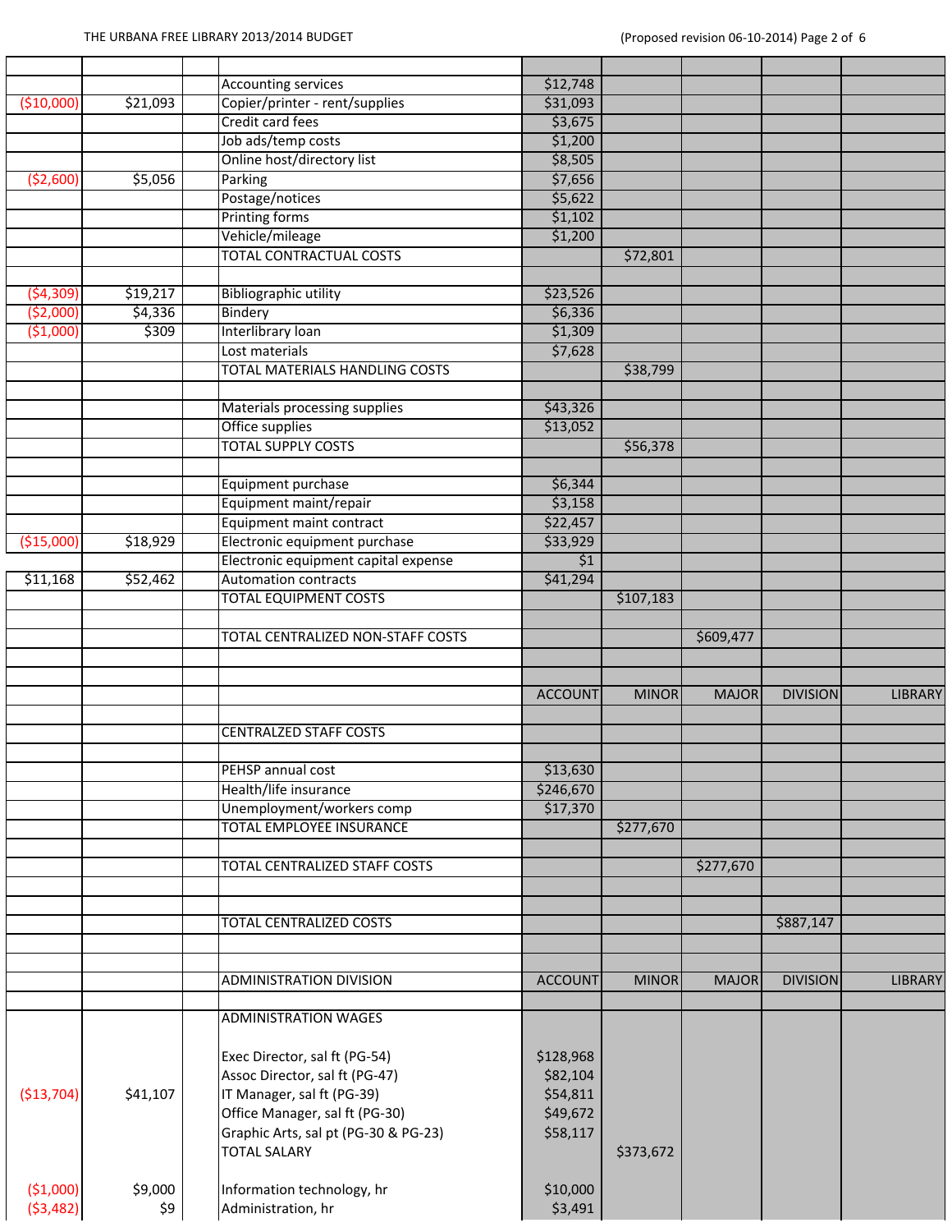| | | | | | | | | |
|---|---|---|---|---|---|---|---|---|
| | | | Accounting services | $12,748 | | | | |
| ($10,000) | $21,093 | | Copier/printer - rent/supplies | $31,093 | | | | |
| | | | Credit card fees | $3,675 | | | | |
| | | | Job ads/temp costs | $1,200 | | | | |
| | | | Online host/directory list | $8,505 | | | | |
| ($2,600) | $5,056 | | Parking | $7,656 | | | | |
| | | | Postage/notices | $5,622 | | | | |
| | | | Printing forms | $1,102 | | | | |
| | | | Vehicle/mileage | $1,200 | | | | |
| | | | TOTAL CONTRACTUAL COSTS | | $72,801 | | | |
| | | | | | | | | |
| ($4,309) | $19,217 | | Bibliographic utility | $23,526 | | | | |
| ($2,000) | $4,336 | | Bindery | $6,336 | | | | |
| ($1,000) | $309 | | Interlibrary loan | $1,309 | | | | |
| | | | Lost materials | $7,628 | | | | |
| | | | TOTAL MATERIALS HANDLING COSTS | | $38,799 | | | |
| | | | | | | | | |
| | | | Materials processing supplies | $43,326 | | | | |
| | | | Office supplies | $13,052 | | | | |
| | | | TOTAL SUPPLY COSTS | | $56,378 | | | |
| | | | | | | | | |
| | | | Equipment purchase | $6,344 | | | | |
| | | | Equipment maint/repair | $3,158 | | | | |
| | | | Equipment maint contract | $22,457 | | | | |
| ($15,000) | $18,929 | | Electronic equipment purchase | $33,929 | | | | |
| | | | Electronic equipment capital expense | $1 | | | | |
| $11,168 | $52,462 | | Automation contracts | $41,294 | | | | |
| | | | TOTAL EQUIPMENT COSTS | | $107,183 | | | |
| | | | | | | | | |
| | | | TOTAL CENTRALIZED NON-STAFF COSTS | | | $609,477 | | |
| | | | | | | | | |
| | | | | | | | | |
| | | | | ACCOUNT | MINOR | MAJOR | DIVISION | LIBRARY |
| | | | | | | | | |
| | | | CENTRALZED STAFF COSTS | | | | | |
| | | | | | | | | |
| | | | PEHSP annual cost | $13,630 | | | | |
| | | | Health/life insurance | $246,670 | | | | |
| | | | Unemployment/workers comp | $17,370 | | | | |
| | | | TOTAL EMPLOYEE INSURANCE | | $277,670 | | | |
| | | | | | | | | |
| | | | TOTAL CENTRALIZED STAFF COSTS | | | $277,670 | | |
| | | | | | | | | |
| | | | | | | | | |
| | | | TOTAL CENTRALIZED COSTS | | | | $887,147 | |
| | | | | | | | | |
| | | | | | | | | |
| | | | ADMINISTRATION DIVISION | ACCOUNT | MINOR | MAJOR | DIVISION | LIBRARY |
| | | | | | | | | |
| | | | ADMINISTRATION WAGES | | | | | |
| | | | Exec Director, sal ft (PG-54) | $128,968 | | | | |
| | | | Assoc Director, sal ft (PG-47) | $82,104 | | | | |
| ($13,704) | $41,107 | | IT Manager, sal ft (PG-39) | $54,811 | | | | |
| | | | Office Manager, sal ft (PG-30) | $49,672 | | | | |
| | | | Graphic Arts, sal pt (PG-30 & PG-23) | $58,117 | | | | |
| | | | TOTAL SALARY | | $373,672 | | | |
| | | | | | | | | |
| ($1,000) | $9,000 | | Information technology, hr | $10,000 | | | | |
| ($3,482) | $9 | | Administration, hr | $3,491 | | | | |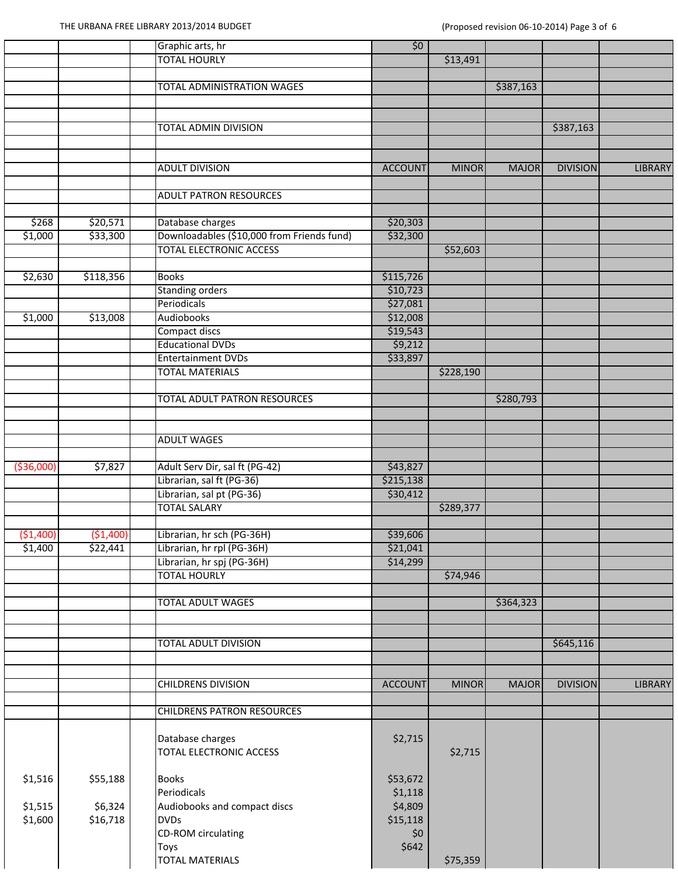| | | | | | | | |
|---|---|---|---|---|---|---|---|
| | | Graphic arts, hr | $0 | | | | |
| | | TOTAL HOURLY | | $13,491 | | | |
| | | | | | | | |
| | | TOTAL ADMINISTRATION WAGES | | | $387,163 | | |
| | | | | | | | |
| | | | | | | | |
| | | TOTAL ADMIN DIVISION | | | | $387,163 | |
| | | | | | | | |
| | | | | | | | |
| | | ADULT DIVISION | ACCOUNT | MINOR | MAJOR | DIVISION | LIBRARY |
| | | | | | | | |
| | | ADULT PATRON RESOURCES | | | | | |
| | | | | | | | |
| $268 | $20,571 | Database charges | $20,303 | | | | |
| $1,000 | $33,300 | Downloadables ($10,000 from Friends fund) | $32,300 | | | | |
| | | TOTAL ELECTRONIC ACCESS | | $52,603 | | | |
| | | | | | | | |
| $2,630 | $118,356 | Books | $115,726 | | | | |
| | | Standing orders | $10,723 | | | | |
| | | Periodicals | $27,081 | | | | |
| $1,000 | $13,008 | Audiobooks | $12,008 | | | | |
| | | Compact discs | $19,543 | | | | |
| | | Educational DVDs | $9,212 | | | | |
| | | Entertainment DVDs | $33,897 | | | | |
| | | TOTAL MATERIALS | | $228,190 | | | |
| | | | | | | | |
| | | TOTAL ADULT PATRON RESOURCES | | | $280,793 | | |
| | | | | | | | |
| | | | | | | | |
| | | ADULT WAGES | | | | | |
| | | | | | | | |
| ($36,000) | $7,827 | Adult Serv Dir, sal ft (PG-42) | $43,827 | | | | |
| | | Librarian, sal ft (PG-36) | $215,138 | | | | |
| | | Librarian, sal pt (PG-36) | $30,412 | | | | |
| | | TOTAL SALARY | | $289,377 | | | |
| | | | | | | | |
| ($1,400) | ($1,400) | Librarian, hr sch (PG-36H) | $39,606 | | | | |
| $1,400 | $22,441 | Librarian, hr rpl (PG-36H) | $21,041 | | | | |
| | | Librarian, hr spj (PG-36H) | $14,299 | | | | |
| | | TOTAL HOURLY | | $74,946 | | | |
| | | | | | | | |
| | | TOTAL ADULT WAGES | | | $364,323 | | |
| | | | | | | | |
| | | | | | | | |
| | | TOTAL ADULT DIVISION | | | | $645,116 | |
| | | | | | | | |
| | | | | | | | |
| | | CHILDRENS DIVISION | ACCOUNT | MINOR | MAJOR | DIVISION | LIBRARY |
| | | | | | | | |
| | | CHILDRENS PATRON RESOURCES | | | | | |
| | | | | | | | |
| | | Database charges | $2,715 | | | | |
| | | TOTAL ELECTRONIC ACCESS | | $2,715 | | | |
| | | | | | | | |
| $1,516 | $55,188 | Books | $53,672 | | | | |
| | | Periodicals | $1,118 | | | | |
| $1,515 | $6,324 | Audiobooks and compact discs | $4,809 | | | | |
| $1,600 | $16,718 | DVDs | $15,118 | | | | |
| | | CD-ROM circulating | $0 | | | | |
| | | Toys | $642 | | | | |
| | | TOTAL MATERIALS | | $75,359 | | | |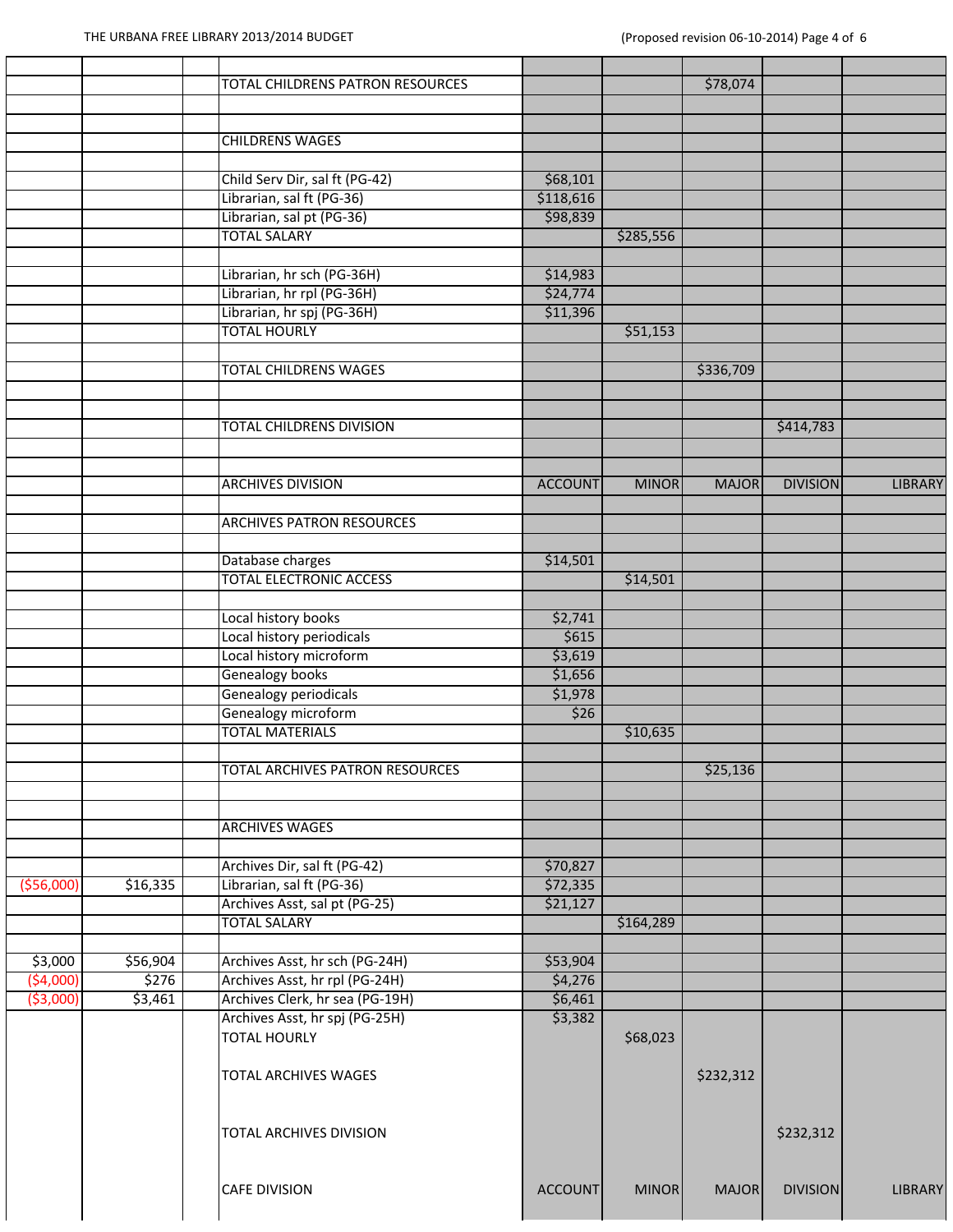| | | | | | | | | |
|---|---|---|---|---|---|---|---|---|
| | | | TOTAL CHILDRENS PATRON RESOURCES | | | $78,074 | | |
| | | | | | | | | |
| | | | | | | | | |
| | | | CHILDRENS WAGES | | | | | |
| | | | | | | | | |
| | | | Child Serv Dir, sal ft (PG-42) | $68,101 | | | | |
| | | | Librarian, sal ft (PG-36) | $118,616 | | | | |
| | | | Librarian, sal pt (PG-36) | $98,839 | | | | |
| | | | TOTAL SALARY | | $285,556 | | | |
| | | | | | | | | |
| | | | Librarian, hr sch (PG-36H) | $14,983 | | | | |
| | | | Librarian, hr rpl (PG-36H) | $24,774 | | | | |
| | | | Librarian, hr spj (PG-36H) | $11,396 | | | | |
| | | | TOTAL HOURLY | | $51,153 | | | |
| | | | | | | | | |
| | | | TOTAL CHILDRENS WAGES | | | $336,709 | | |
| | | | | | | | | |
| | | | | | | | | |
| | | | TOTAL CHILDRENS DIVISION | | | | $414,783 | |
| | | | | | | | | |
| | | | | | | | | |
| | | | ARCHIVES DIVISION | ACCOUNT | MINOR | MAJOR | DIVISION | LIBRARY |
| | | | | | | | | |
| | | | ARCHIVES PATRON RESOURCES | | | | | |
| | | | | | | | | |
| | | | Database charges | $14,501 | | | | |
| | | | TOTAL ELECTRONIC ACCESS | | $14,501 | | | |
| | | | | | | | | |
| | | | Local history books | $2,741 | | | | |
| | | | Local history periodicals | $615 | | | | |
| | | | Local history microform | $3,619 | | | | |
| | | | Genealogy books | $1,656 | | | | |
| | | | Genealogy periodicals | $1,978 | | | | |
| | | | Genealogy microform | $26 | | | | |
| | | | TOTAL MATERIALS | | $10,635 | | | |
| | | | | | | | | |
| | | | TOTAL ARCHIVES PATRON RESOURCES | | | $25,136 | | |
| | | | | | | | | |
| | | | | | | | | |
| | | | ARCHIVES WAGES | | | | | |
| | | | | | | | | |
| | | | Archives Dir, sal ft (PG-42) | $70,827 | | | | |
| ($56,000) | $16,335 | | Librarian, sal ft (PG-36) | $72,335 | | | | |
| | | | Archives Asst, sal pt (PG-25) | $21,127 | | | | |
| | | | TOTAL SALARY | | $164,289 | | | |
| | | | | | | | | |
| $3,000 | $56,904 | | Archives Asst, hr sch (PG-24H) | $53,904 | | | | |
| ($4,000) | $276 | | Archives Asst, hr rpl (PG-24H) | $4,276 | | | | |
| ($3,000) | $3,461 | | Archives Clerk, hr sea (PG-19H) | $6,461 | | | | |
| | | | Archives Asst, hr spj (PG-25H) | $3,382 | | | | |
| | | | TOTAL HOURLY | | $68,023 | | | |
| | | | | | | | | |
| | | | TOTAL ARCHIVES WAGES | | | $232,312 | | |
| | | | | | | | | |
| | | | TOTAL ARCHIVES DIVISION | | | | $232,312 | |
| | | | | | | | | |
| | | | CAFE DIVISION | ACCOUNT | MINOR | MAJOR | DIVISION | LIBRARY |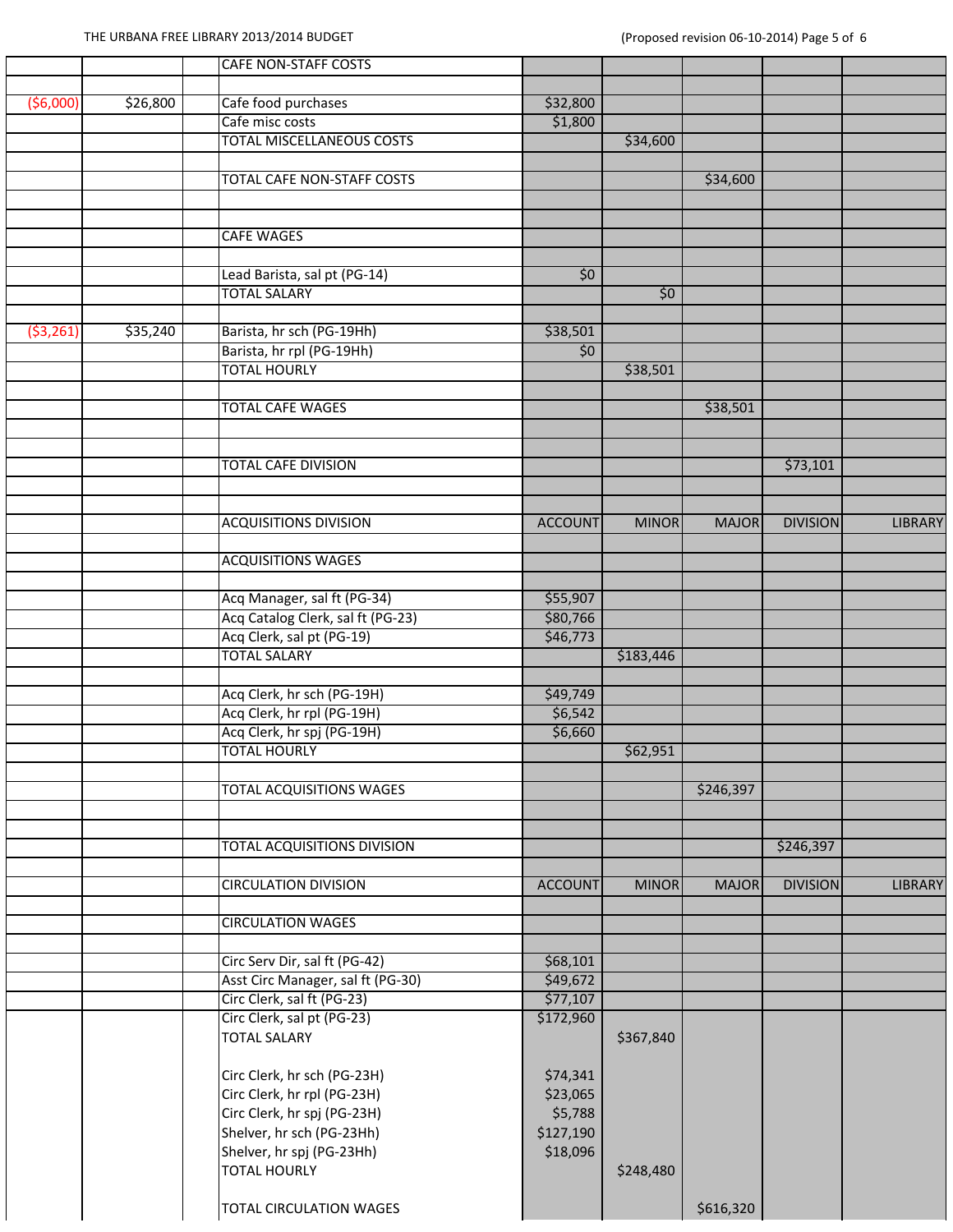| | | | | | | | | |
|---|---|---|---|---|---|---|---|---|
| | | | CAFE NON-STAFF COSTS | | | | | |
| | | | | | | | | |
| ($6,000) | $26,800 | | Cafe food purchases | $32,800 | | | | |
| | | | Cafe misc costs | $1,800 | | | | |
| | | | TOTAL MISCELLANEOUS COSTS | | $34,600 | | | |
| | | | | | | | | |
| | | | TOTAL CAFE NON-STAFF COSTS | | | $34,600 | | |
| | | | | | | | | |
| | | | | | | | | |
| | | | CAFE WAGES | | | | | |
| | | | | | | | | |
| | | | Lead Barista, sal pt (PG-14) | $0 | | | | |
| | | | TOTAL SALARY | | $0 | | | |
| | | | | | | | | |
| ($3,261) | $35,240 | | Barista, hr sch (PG-19Hh) | $38,501 | | | | |
| | | | Barista, hr rpl (PG-19Hh) | $0 | | | | |
| | | | TOTAL HOURLY | | $38,501 | | | |
| | | | | | | | | |
| | | | TOTAL CAFE WAGES | | | $38,501 | | |
| | | | | | | | | |
| | | | | | | | | |
| | | | TOTAL CAFE DIVISION | | | | $73,101 | |
| | | | | | | | | |
| | | | | | | | | |
| | | | ACQUISITIONS DIVISION | ACCOUNT | MINOR | MAJOR | DIVISION | LIBRARY |
| | | | | | | | | |
| | | | ACQUISITIONS WAGES | | | | | |
| | | | | | | | | |
| | | | Acq Manager, sal ft (PG-34) | $55,907 | | | | |
| | | | Acq Catalog Clerk, sal ft (PG-23) | $80,766 | | | | |
| | | | Acq Clerk, sal pt (PG-19) | $46,773 | | | | |
| | | | TOTAL SALARY | | $183,446 | | | |
| | | | | | | | | |
| | | | Acq Clerk, hr sch (PG-19H) | $49,749 | | | | |
| | | | Acq Clerk, hr rpl (PG-19H) | $6,542 | | | | |
| | | | Acq Clerk, hr spj (PG-19H) | $6,660 | | | | |
| | | | TOTAL HOURLY | | $62,951 | | | |
| | | | | | | | | |
| | | | TOTAL ACQUISITIONS WAGES | | | $246,397 | | |
| | | | | | | | | |
| | | | | | | | | |
| | | | TOTAL ACQUISITIONS DIVISION | | | | $246,397 | |
| | | | | | | | | |
| | | | CIRCULATION DIVISION | ACCOUNT | MINOR | MAJOR | DIVISION | LIBRARY |
| | | | | | | | | |
| | | | CIRCULATION WAGES | | | | | |
| | | | | | | | | |
| | | | Circ Serv Dir, sal ft (PG-42) | $68,101 | | | | |
| | | | Asst Circ Manager, sal ft (PG-30) | $49,672 | | | | |
| | | | Circ Clerk, sal ft (PG-23) | $77,107 | | | | |
| | | | Circ Clerk, sal pt (PG-23) | $172,960 | | | | |
| | | | TOTAL SALARY | | $367,840 | | | |
| | | | | | | | | |
| | | | Circ Clerk, hr sch (PG-23H) | $74,341 | | | | |
| | | | Circ Clerk, hr rpl (PG-23H) | $23,065 | | | | |
| | | | Circ Clerk, hr spj (PG-23H) | $5,788 | | | | |
| | | | Shelver, hr sch (PG-23Hh) | $127,190 | | | | |
| | | | Shelver, hr spj (PG-23Hh) | $18,096 | | | | |
| | | | TOTAL HOURLY | | $248,480 | | | |
| | | | | | | | | |
| | | | TOTAL CIRCULATION WAGES | | | $616,320 | | |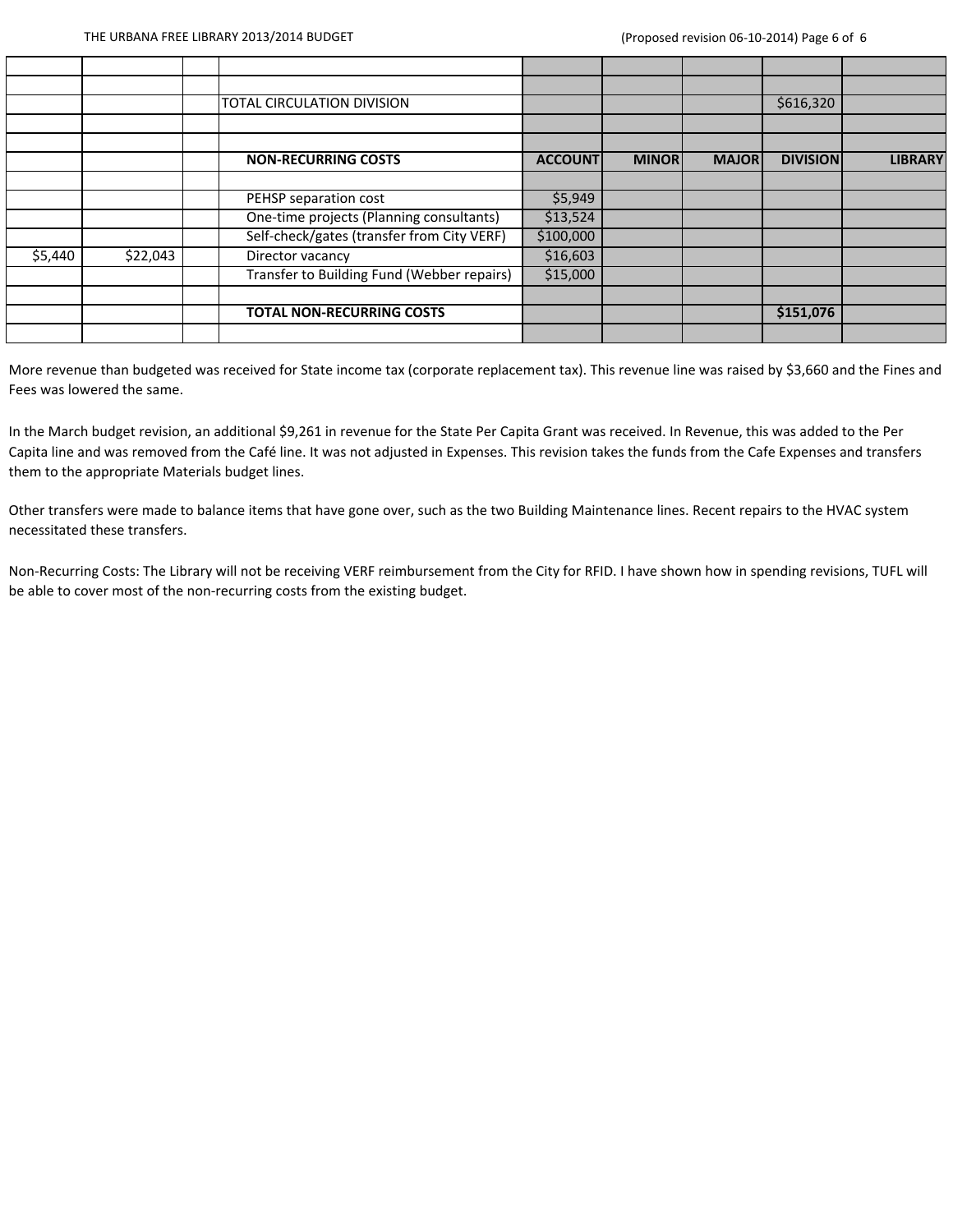| | | | | | | | | |
|---|---|---|---|---|---|---|---|---|
| | | | | | | | | |
| | | | | | | | | |
| | | | TOTAL CIRCULATION DIVISION | | | | $616,320 | |
| | | | | | | | | |
| | | | | | | | | |
| | | | **NON-RECURRING COSTS** | **ACCOUNT** | **MINOR** | **MAJOR** | **DIVISION** | **LIBRARY** |
| | | | | | | | | |
| | | | PEHSP separation cost | $5,949 | | | | |
| | | | One-time projects (Planning consultants) | $13,524 | | | | |
| | | | Self-check/gates (transfer from City VERF) | $100,000 | | | | |
| $5,440 | $22,043 | | Director vacancy | $16,603 | | | | |
| | | | Transfer to Building Fund (Webber repairs) | $15,000 | | | | |
| | | | | | | | | |
| | | | **TOTAL NON-RECURRING COSTS** | | | | **$151,076** | |
| | | | | | | | | |

More revenue than budgeted was received for State income tax (corporate replacement tax). This revenue line was raised by $3,660 and the Fines and Fees was lowered the same.

In the March budget revision, an additional $9,261 in revenue for the State Per Capita Grant was received. In Revenue, this was added to the Per Capita line and was removed from the Café line. It was not adjusted in Expenses. This revision takes the funds from the Cafe Expenses and transfers them to the appropriate Materials budget lines.

Other transfers were made to balance items that have gone over, such as the two Building Maintenance lines. Recent repairs to the HVAC system necessitated these transfers.

Non-Recurring Costs: The Library will not be receiving VERF reimbursement from the City for RFID. I have shown how in spending revisions, TUFL will be able to cover most of the non-recurring costs from the existing budget.